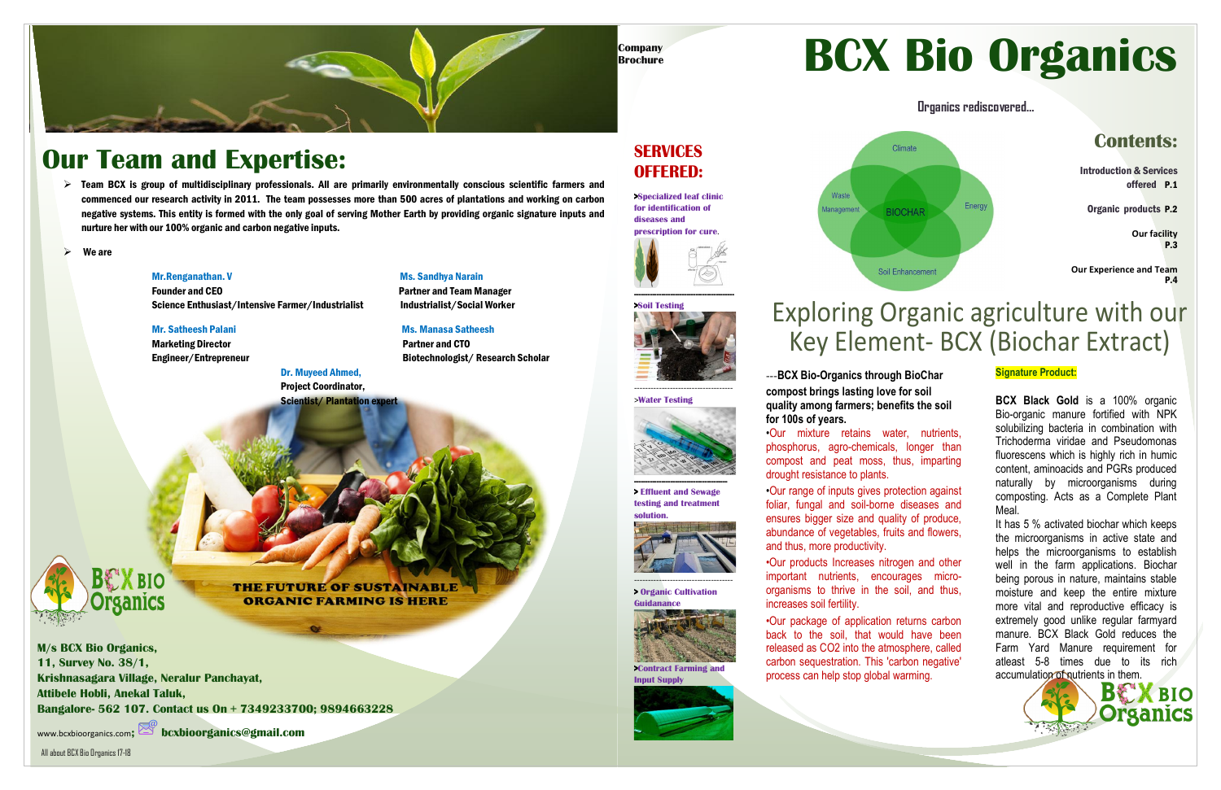## Our Team and Expertise:

- Team BCX is group of multidisciplinary professionals. All are primarily environmentally conscious scientific farmers and commenced our research activity in 2011. The team possesses more than 500 acres of plantations and working on carbon negative systems. This entity is formed with the only goal of serving Mother Earth by providing organic signature inputs and nurture her with our 100% organic and carbon negative inputs.
- We are

**Mr.Renganathan. V**
Founder and CEO
Science Enthusiast/Intensive Farmer/Industrialist

**Ms. Sandhya Narain**
Partner and Team Manager
Industrialist/Social Worker

**Mr. Satheesh Palani**
Marketing Director
Engineer/Entrepreneur

**Ms. Manasa Satheesh**
Partner and CTO
Biotechnologist/ Research Scholar

**Dr. Muyeed Ahmed,**
Project Coordinator,
Scientist/ Plantation expert

THE FUTURE OF SUSTAINABLE ORGANIC FARMING IS HERE

**M/s BCX Bio Organics,**
**11, Survey No. 38/1,**
**Krishnasagara Village, Neralur Panchayat,**
**Attibele Hobli, Anekal Taluk,**
**Bangalore- 562 107. Contact us On + 7349233700; 9894663228**

www.bcxbioorganics.com; **bcxbioorganics@gmail.com**

All about BCX Bio Organics 17-18

Company Brochure

## SERVICES OFFERED:

- Specialized leaf clinic for identification of diseases and prescription for cure.
- Soil Testing
- Water Testing
- Effluent and Sewage testing and treatment solution.
- Organic Cultivation Guidance
- Contract Farming and Input Supply

# BCX Bio Organics

**Organics rediscovered...**

Climate · Waste Management · BIOCHAR · Energy · Soil Enhancement

## Contents:

**Introduction & Services offered P.1**

**Organic products P.2**

**Our facility P.3**

**Our Experience and Team P.4**

## Exploring Organic agriculture with our Key Element- BCX (Biochar Extract)

---**BCX Bio-Organics through BioChar compost brings lasting love for soil quality among farmers; benefits the soil for 100s of years.**

•Our mixture retains water, nutrients, phosphorus, agro-chemicals, longer than compost and peat moss, thus, imparting drought resistance to plants.

•Our range of inputs gives protection against foliar, fungal and soil-borne diseases and ensures bigger size and quality of produce, abundance of vegetables, fruits and flowers, and thus, more productivity.

•Our products Increases nitrogen and other important nutrients, encourages micro-organisms to thrive in the soil, and thus, increases soil fertility.

•Our package of application returns carbon back to the soil, that would have been released as $CO_2$ into the atmosphere, called carbon sequestration. This 'carbon negative' process can help stop global warming.

**Signature Product:**

**BCX Black Gold** is a 100% organic Bio-organic manure fortified with NPK solubilizing bacteria in combination with Trichoderma viridae and Pseudomonas fluorescens which is highly rich in humic content, aminoacids and PGRs produced naturally by microorganisms during composting. Acts as a Complete Plant Meal.

It has 5 % activated biochar which keeps the microorganisms in active state and helps the microorganisms to establish well in the farm applications. Biochar being porous in nature, maintains stable moisture and keep the entire mixture more vital and reproductive efficacy is extremely good unlike regular farmyard manure. BCX Black Gold reduces the Farm Yard Manure requirement for atleast 5-8 times due to its rich accumulation of nutrients in them.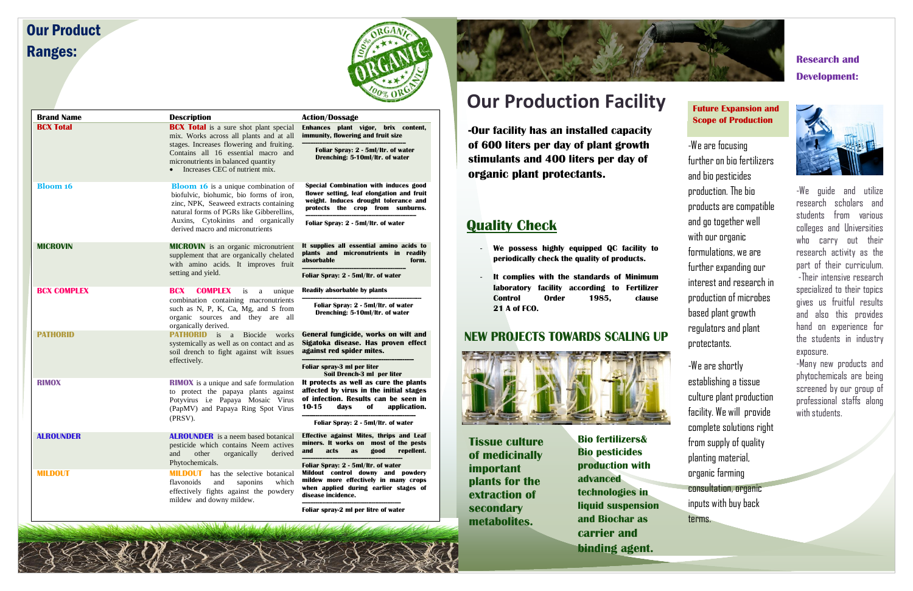# Our Product Ranges:

| Brand Name | Description | Action/Dossage |
|---|---|---|
| **BCX Total** | **BCX Total** is a sure shot plant special mix. Works across all plants and at all stages. Increases flowering and fruiting. Contains all 16 essential macro and micronutrients in balanced quantity<br>• Increases CEC of nutrient mix. | **Enhances plant vigor, brix content, immunity, flowering and fruit size**<br>**Foliar Spray: 2 - 5ml/ltr. of water**<br>**Drenching: 5-10ml/ltr. of water** |
| **Bloom 16** | **Bloom 16** is a unique combination of biofulvic, biohumic, bio forms of iron, zinc, NPK, Seaweed extracts containing natural forms of PGRs like Gibberellins, Auxins, Cytokinins and organically derived macro and micronutrients | **Special Combination with induces good flower setting, leaf elongation and fruit weight. Induces drought tolerance and protects the crop from sunburns.**<br>**Foliar Spray: 2 - 5ml/ltr. of water** |
| **MICROVIN** | **MICROVIN** is an organic micronutrient supplement that are organically chelated with amino acids. It improves fruit setting and yield. | **It supplies all essential amino acids to plants and micronutrients in readily absorbable form.**<br>**Foliar Spray: 2 - 5ml/ltr. of water** |
| **BCX COMPLEX** | **BCX COMPLEX** is a unique combination containing macronutrients such as N, P, K, Ca, Mg, and S from organic sources and they are all organically derived. | **Readily absorbable by plants**<br>**Foliar Spray: 2 - 5ml/ltr. of water**<br>**Drenching: 5-10ml/ltr. of water** |
| **PATHORID** | **PATHORID** is a Biocide works systemically as well as on contact and as soil drench to fight against wilt issues effectively. | **General fungicide, works on wilt and Sigatoka disease. Has proven effect against red spider mites.**<br>**Foliar spray-3 ml per liter**<br>**Soil Drench-3 ml per liter** |
| **RIMOX** | **RIMOX** is a unique and safe formulation to protect the papaya plants against Potyvirus i.e Papaya Mosaic Virus (PapMV) and Papaya Ring Spot Virus (PRSV). | **It protects as well as cure the plants affected by virus in the initial stages of infection. Results can be seen in 10-15 days of application.**<br>**Foliar Spray: 2 - 5ml/ltr. of water** |
| **ALROUNDER** | **ALROUNDER** is a neem based botanical pesticide which contains Neem actives and other organically derived Phytochemicals. | **Effective against Mites, thrips and Leaf miners. It works on most of the pests and acts as good repellent.**<br>**Foliar Spray: 2 - 5ml/ltr. of water** |
| **MILDOUT** | **MILDOUT** has the selective botanical flavonoids and saponins which effectively fights against the powdery mildew and downy mildew. | **Mildout control downy and powdery mildew more effectively in many crops when applied during earlier stages of disease incidence.**<br>**Foliar spray-2 ml per litre of water** |

# Our Production Facility

**-Our facility has an installed capacity of 600 liters per day of plant growth stimulants and 400 liters per day of organic plant protectants.**

## Quality Check

- **We possess highly equipped QC facility to periodically check the quality of products.**
- **It complies with the standards of Minimum laboratory facility according to Fertilizer Control Order 1985, clause 21 A of FCO.**

## NEW PROJECTS TOWARDS SCALING UP

**Tissue culture of medicinally important plants for the extraction of secondary metabolites.**

**Bio fertilizers& Bio pesticides production with advanced technologies in liquid suspension and Biochar as carrier and binding agent.**

### Future Expansion and Scope of Production

-We are focusing further on bio fertilizers and bio pesticides production. The bio products are compatible and go together well with our organic formulations, we are further expanding our interest and research in production of microbes based plant growth regulators and plant protectants.

-We are shortly establishing a tissue culture plant production facility. We will provide complete solutions right from supply of quality planting material, organic farming consultation, organic inputs with buy back terms.

### Research and Development:

-We guide and utilize research scholars and students from various colleges and Universities who carry out their research activity as the part of their curriculum.

-Their intensive research specialized to their topics gives us fruitful results and also this provides hand on experience for the students in industry exposure.

-Many new products and phytochemicals are being screened by our group of professional staffs along with students.